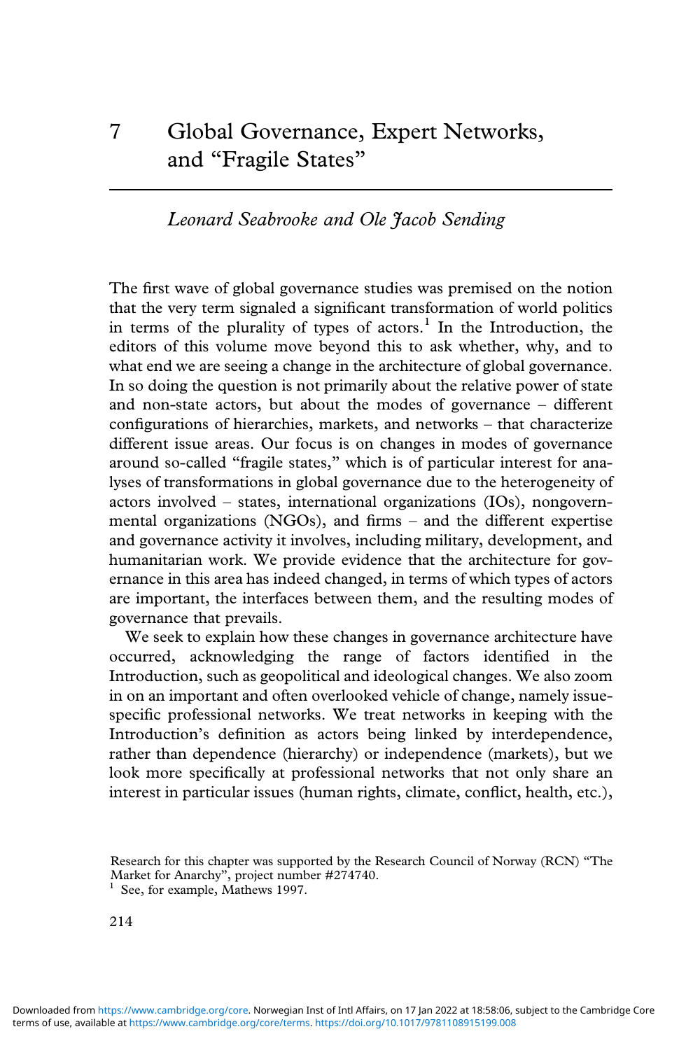# 7 Global Governance, Expert Networks, and "Fragile States"

*Leonard Seabrooke and Ole Jacob Sending*

The first wave of global governance studies was premised on the notion that the very term signaled a significant transformation of world politics in terms of the plurality of types of actors.[1] In the Introduction, the editors of this volume move beyond this to ask whether, why, and to what end we are seeing a change in the architecture of global governance. In so doing the question is not primarily about the relative power of state and non-state actors, but about the modes of governance – different configurations of hierarchies, markets, and networks – that characterize different issue areas. Our focus is on changes in modes of governance around so-called "fragile states," which is of particular interest for analyses of transformations in global governance due to the heterogeneity of actors involved – states, international organizations (IOs), nongovernmental organizations (NGOs), and firms – and the different expertise and governance activity it involves, including military, development, and humanitarian work. We provide evidence that the architecture for governance in this area has indeed changed, in terms of which types of actors are important, the interfaces between them, and the resulting modes of governance that prevails.

We seek to explain how these changes in governance architecture have occurred, acknowledging the range of factors identified in the Introduction, such as geopolitical and ideological changes. We also zoom in on an important and often overlooked vehicle of change, namely issue-specific professional networks. We treat networks in keeping with the Introduction's definition as actors being linked by interdependence, rather than dependence (hierarchy) or independence (markets), but we look more specifically at professional networks that not only share an interest in particular issues (human rights, climate, conflict, health, etc.),

Research for this chapter was supported by the Research Council of Norway (RCN) "The Market for Anarchy", project number #274740.

[1] See, for example, Mathews 1997.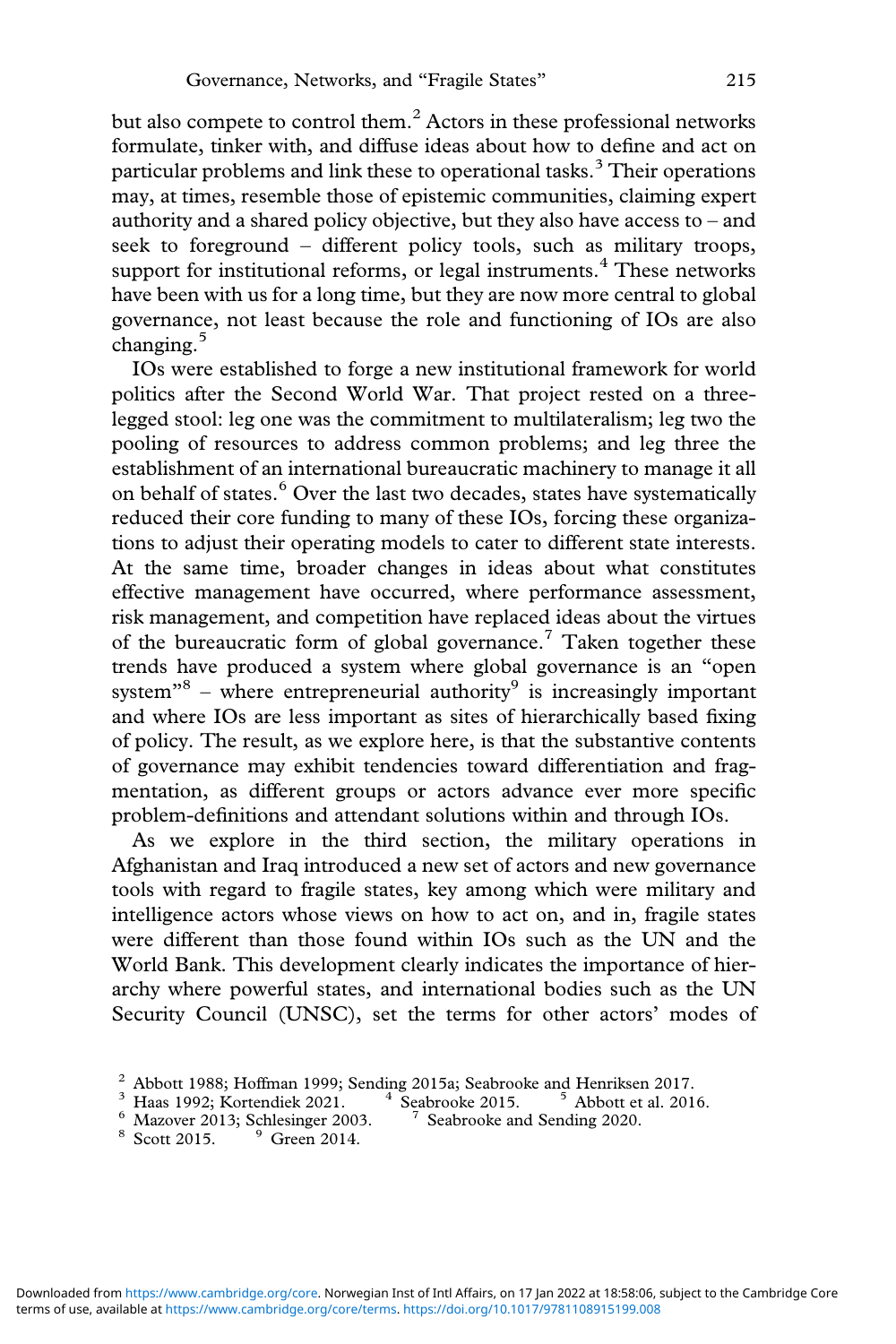but also compete to control them.[2] Actors in these professional networks formulate, tinker with, and diffuse ideas about how to define and act on particular problems and link these to operational tasks.[3] Their operations may, at times, resemble those of epistemic communities, claiming expert authority and a shared policy objective, but they also have access to – and seek to foreground – different policy tools, such as military troops, support for institutional reforms, or legal instruments.[4] These networks have been with us for a long time, but they are now more central to global governance, not least because the role and functioning of IOs are also changing.[5]

IOs were established to forge a new institutional framework for world politics after the Second World War. That project rested on a three-legged stool: leg one was the commitment to multilateralism; leg two the pooling of resources to address common problems; and leg three the establishment of an international bureaucratic machinery to manage it all on behalf of states.[6] Over the last two decades, states have systematically reduced their core funding to many of these IOs, forcing these organizations to adjust their operating models to cater to different state interests. At the same time, broader changes in ideas about what constitutes effective management have occurred, where performance assessment, risk management, and competition have replaced ideas about the virtues of the bureaucratic form of global governance.[7] Taken together these trends have produced a system where global governance is an "open system"[8] – where entrepreneurial authority[9] is increasingly important and where IOs are less important as sites of hierarchically based fixing of policy. The result, as we explore here, is that the substantive contents of governance may exhibit tendencies toward differentiation and fragmentation, as different groups or actors advance ever more specific problem-definitions and attendant solutions within and through IOs.

As we explore in the third section, the military operations in Afghanistan and Iraq introduced a new set of actors and new governance tools with regard to fragile states, key among which were military and intelligence actors whose views on how to act on, and in, fragile states were different than those found within IOs such as the UN and the World Bank. This development clearly indicates the importance of hierarchy where powerful states, and international bodies such as the UN Security Council (UNSC), set the terms for other actors' modes of

[2] Abbott 1988; Hoffman 1999; Sending 2015a; Seabrooke and Henriksen 2017.
[3] Haas 1992; Kortendiek 2021.
[4] Seabrooke 2015.
[5] Abbott et al. 2016.
[6] Mazover 2013; Schlesinger 2003.
[7] Seabrooke and Sending 2020.
[8] Scott 2015.
[9] Green 2014.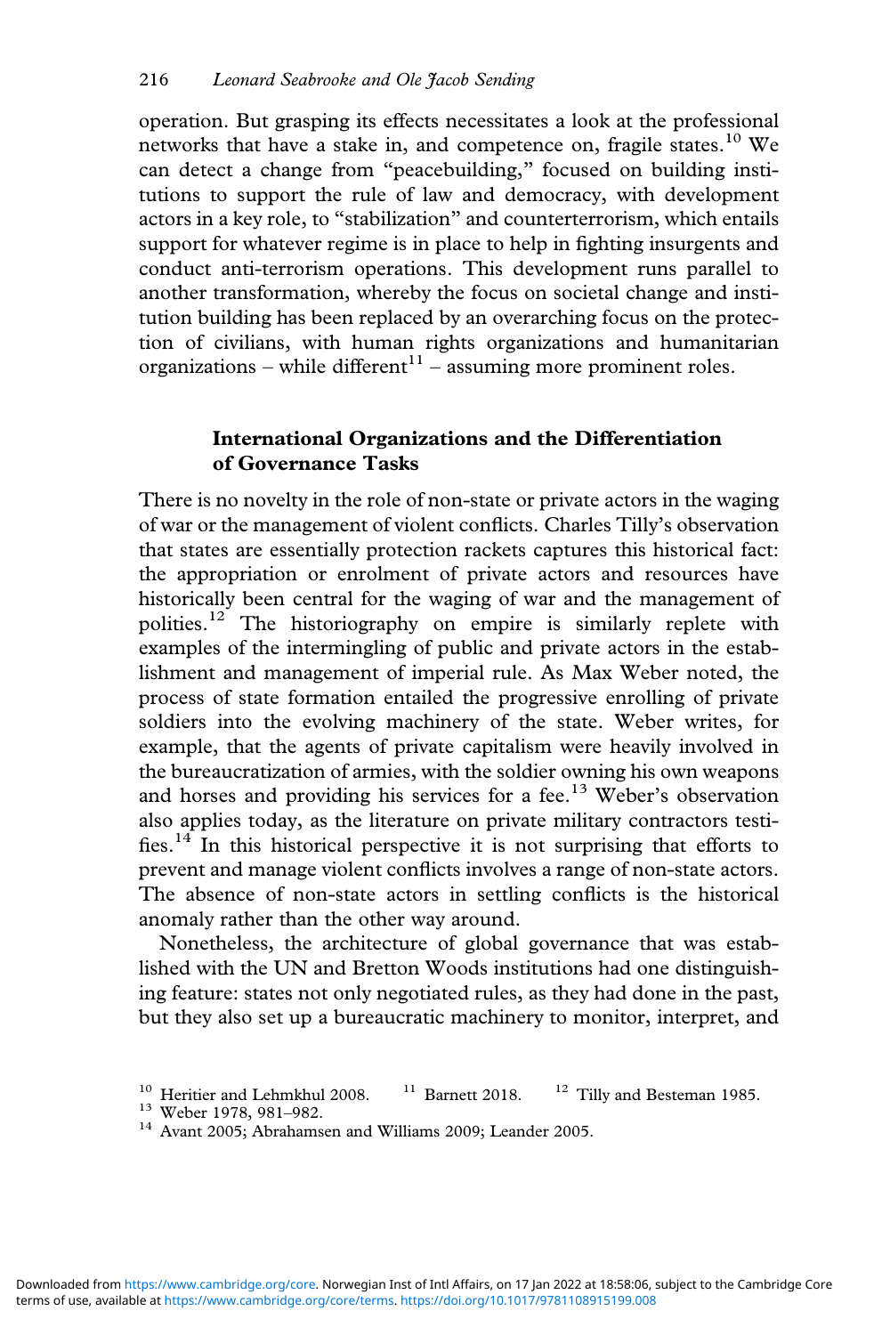operation. But grasping its effects necessitates a look at the professional networks that have a stake in, and competence on, fragile states.[10] We can detect a change from "peacebuilding," focused on building institutions to support the rule of law and democracy, with development actors in a key role, to "stabilization" and counterterrorism, which entails support for whatever regime is in place to help in fighting insurgents and conduct anti-terrorism operations. This development runs parallel to another transformation, whereby the focus on societal change and institution building has been replaced by an overarching focus on the protection of civilians, with human rights organizations and humanitarian organizations – while different[11] – assuming more prominent roles.

## International Organizations and the Differentiation of Governance Tasks

There is no novelty in the role of non-state or private actors in the waging of war or the management of violent conflicts. Charles Tilly's observation that states are essentially protection rackets captures this historical fact: the appropriation or enrolment of private actors and resources have historically been central for the waging of war and the management of polities.[12] The historiography on empire is similarly replete with examples of the intermingling of public and private actors in the establishment and management of imperial rule. As Max Weber noted, the process of state formation entailed the progressive enrolling of private soldiers into the evolving machinery of the state. Weber writes, for example, that the agents of private capitalism were heavily involved in the bureaucratization of armies, with the soldier owning his own weapons and horses and providing his services for a fee.[13] Weber's observation also applies today, as the literature on private military contractors testifies.[14] In this historical perspective it is not surprising that efforts to prevent and manage violent conflicts involves a range of non-state actors. The absence of non-state actors in settling conflicts is the historical anomaly rather than the other way around.

Nonetheless, the architecture of global governance that was established with the UN and Bretton Woods institutions had one distinguishing feature: states not only negotiated rules, as they had done in the past, but they also set up a bureaucratic machinery to monitor, interpret, and

[10] Heritier and Lehmkhul 2008. [11] Barnett 2018. [12] Tilly and Besteman 1985.
[13] Weber 1978, 981–982.
[14] Avant 2005; Abrahamsen and Williams 2009; Leander 2005.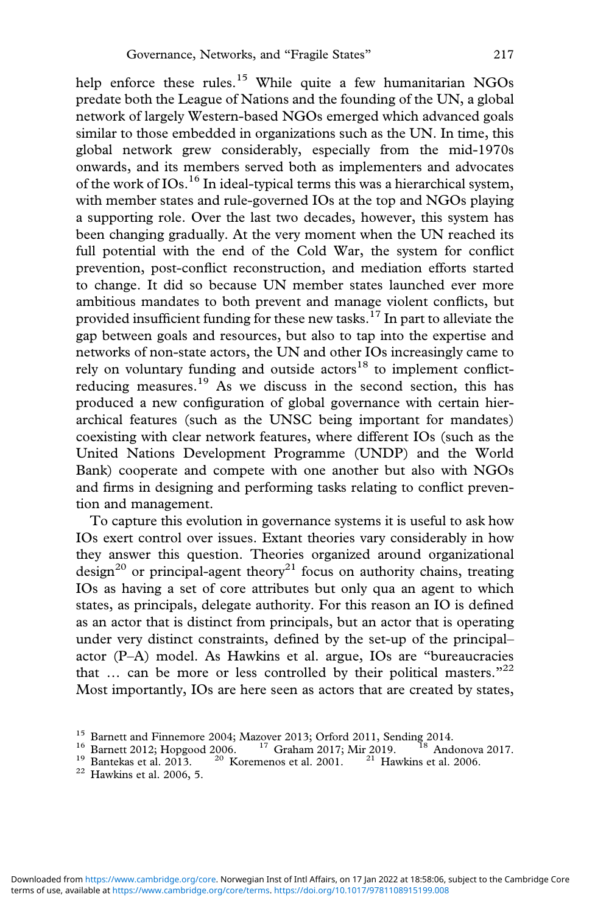help enforce these rules.[15] While quite a few humanitarian NGOs predate both the League of Nations and the founding of the UN, a global network of largely Western-based NGOs emerged which advanced goals similar to those embedded in organizations such as the UN. In time, this global network grew considerably, especially from the mid-1970s onwards, and its members served both as implementers and advocates of the work of IOs.[16] In ideal-typical terms this was a hierarchical system, with member states and rule-governed IOs at the top and NGOs playing a supporting role. Over the last two decades, however, this system has been changing gradually. At the very moment when the UN reached its full potential with the end of the Cold War, the system for conflict prevention, post-conflict reconstruction, and mediation efforts started to change. It did so because UN member states launched ever more ambitious mandates to both prevent and manage violent conflicts, but provided insufficient funding for these new tasks.[17] In part to alleviate the gap between goals and resources, but also to tap into the expertise and networks of non-state actors, the UN and other IOs increasingly came to rely on voluntary funding and outside actors[18] to implement conflict-reducing measures.[19] As we discuss in the second section, this has produced a new configuration of global governance with certain hierarchical features (such as the UNSC being important for mandates) coexisting with clear network features, where different IOs (such as the United Nations Development Programme (UNDP) and the World Bank) cooperate and compete with one another but also with NGOs and firms in designing and performing tasks relating to conflict prevention and management.

To capture this evolution in governance systems it is useful to ask how IOs exert control over issues. Extant theories vary considerably in how they answer this question. Theories organized around organizational design[20] or principal-agent theory[21] focus on authority chains, treating IOs as having a set of core attributes but only qua an agent to which states, as principals, delegate authority. For this reason an IO is defined as an actor that is distinct from principals, but an actor that is operating under very distinct constraints, defined by the set-up of the principal–actor (P–A) model. As Hawkins et al. argue, IOs are "bureaucracies that … can be more or less controlled by their political masters."[22] Most importantly, IOs are here seen as actors that are created by states,

[15] Barnett and Finnemore 2004; Mazover 2013; Orford 2011, Sending 2014.
[16] Barnett 2012; Hopgood 2006.
[17] Graham 2017; Mir 2019.
[18] Andonova 2017.
[19] Bantekas et al. 2013.
[20] Koremenos et al. 2001.
[21] Hawkins et al. 2006.
[22] Hawkins et al. 2006, 5.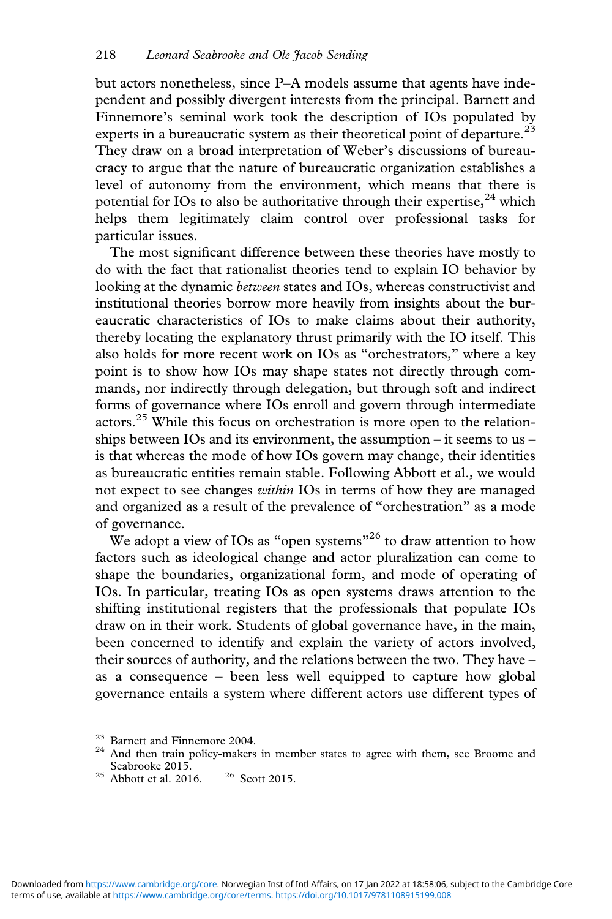but actors nonetheless, since P–A models assume that agents have independent and possibly divergent interests from the principal. Barnett and Finnemore's seminal work took the description of IOs populated by experts in a bureaucratic system as their theoretical point of departure.[23] They draw on a broad interpretation of Weber's discussions of bureaucracy to argue that the nature of bureaucratic organization establishes a level of autonomy from the environment, which means that there is potential for IOs to also be authoritative through their expertise,[24] which helps them legitimately claim control over professional tasks for particular issues.

The most significant difference between these theories have mostly to do with the fact that rationalist theories tend to explain IO behavior by looking at the dynamic *between* states and IOs, whereas constructivist and institutional theories borrow more heavily from insights about the bureaucratic characteristics of IOs to make claims about their authority, thereby locating the explanatory thrust primarily with the IO itself. This also holds for more recent work on IOs as "orchestrators," where a key point is to show how IOs may shape states not directly through commands, nor indirectly through delegation, but through soft and indirect forms of governance where IOs enroll and govern through intermediate actors.[25] While this focus on orchestration is more open to the relationships between IOs and its environment, the assumption – it seems to us – is that whereas the mode of how IOs govern may change, their identities as bureaucratic entities remain stable. Following Abbott et al., we would not expect to see changes *within* IOs in terms of how they are managed and organized as a result of the prevalence of "orchestration" as a mode of governance.

We adopt a view of IOs as "open systems"[26] to draw attention to how factors such as ideological change and actor pluralization can come to shape the boundaries, organizational form, and mode of operating of IOs. In particular, treating IOs as open systems draws attention to the shifting institutional registers that the professionals that populate IOs draw on in their work. Students of global governance have, in the main, been concerned to identify and explain the variety of actors involved, their sources of authority, and the relations between the two. They have – as a consequence – been less well equipped to capture how global governance entails a system where different actors use different types of

[23] Barnett and Finnemore 2004.

[24] And then train policy-makers in member states to agree with them, see Broome and Seabrooke 2015.

[25] Abbott et al. 2016.

[26] Scott 2015.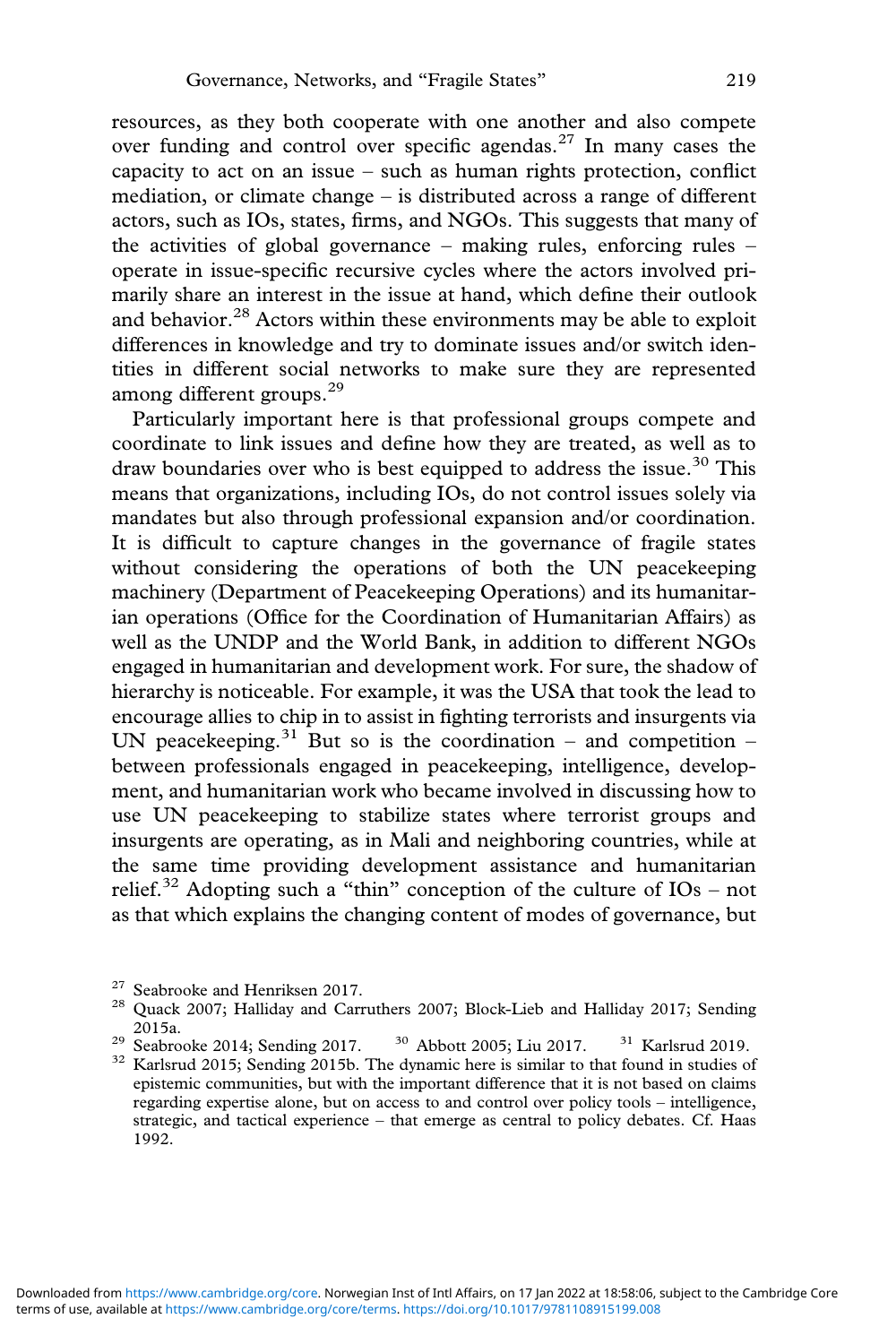resources, as they both cooperate with one another and also compete over funding and control over specific agendas.[27] In many cases the capacity to act on an issue – such as human rights protection, conflict mediation, or climate change – is distributed across a range of different actors, such as IOs, states, firms, and NGOs. This suggests that many of the activities of global governance – making rules, enforcing rules – operate in issue-specific recursive cycles where the actors involved primarily share an interest in the issue at hand, which define their outlook and behavior.[28] Actors within these environments may be able to exploit differences in knowledge and try to dominate issues and/or switch identities in different social networks to make sure they are represented among different groups.[29]

Particularly important here is that professional groups compete and coordinate to link issues and define how they are treated, as well as to draw boundaries over who is best equipped to address the issue.[30] This means that organizations, including IOs, do not control issues solely via mandates but also through professional expansion and/or coordination. It is difficult to capture changes in the governance of fragile states without considering the operations of both the UN peacekeeping machinery (Department of Peacekeeping Operations) and its humanitarian operations (Office for the Coordination of Humanitarian Affairs) as well as the UNDP and the World Bank, in addition to different NGOs engaged in humanitarian and development work. For sure, the shadow of hierarchy is noticeable. For example, it was the USA that took the lead to encourage allies to chip in to assist in fighting terrorists and insurgents via UN peacekeeping.[31] But so is the coordination – and competition – between professionals engaged in peacekeeping, intelligence, development, and humanitarian work who became involved in discussing how to use UN peacekeeping to stabilize states where terrorist groups and insurgents are operating, as in Mali and neighboring countries, while at the same time providing development assistance and humanitarian relief.[32] Adopting such a "thin" conception of the culture of IOs – not as that which explains the changing content of modes of governance, but

---

[27] Seabrooke and Henriksen 2017.

[28] Quack 2007; Halliday and Carruthers 2007; Block-Lieb and Halliday 2017; Sending 2015a.

[29] Seabrooke 2014; Sending 2017.

[30] Abbott 2005; Liu 2017.

[31] Karlsrud 2019.

[32] Karlsrud 2015; Sending 2015b. The dynamic here is similar to that found in studies of epistemic communities, but with the important difference that it is not based on claims regarding expertise alone, but on access to and control over policy tools – intelligence, strategic, and tactical experience – that emerge as central to policy debates. Cf. Haas 1992.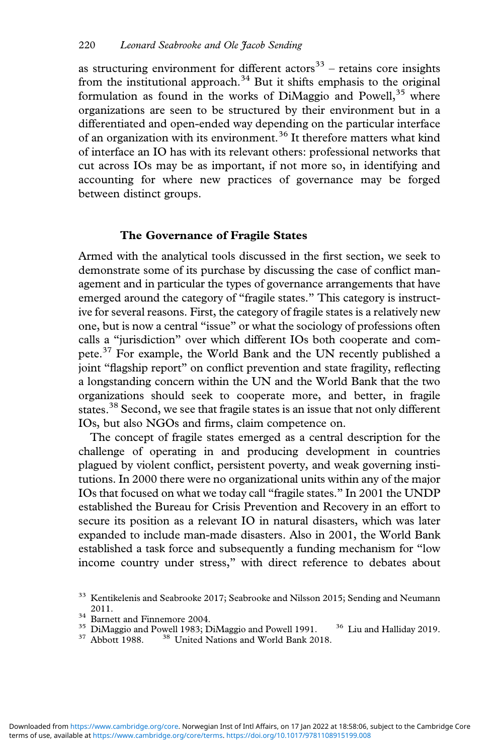as structuring environment for different actors[33] – retains core insights from the institutional approach.[34] But it shifts emphasis to the original formulation as found in the works of DiMaggio and Powell,[35] where organizations are seen to be structured by their environment but in a differentiated and open-ended way depending on the particular interface of an organization with its environment.[36] It therefore matters what kind of interface an IO has with its relevant others: professional networks that cut across IOs may be as important, if not more so, in identifying and accounting for where new practices of governance may be forged between distinct groups.

## The Governance of Fragile States

Armed with the analytical tools discussed in the first section, we seek to demonstrate some of its purchase by discussing the case of conflict management and in particular the types of governance arrangements that have emerged around the category of "fragile states." This category is instructive for several reasons. First, the category of fragile states is a relatively new one, but is now a central "issue" or what the sociology of professions often calls a "jurisdiction" over which different IOs both cooperate and compete.[37] For example, the World Bank and the UN recently published a joint "flagship report" on conflict prevention and state fragility, reflecting a longstanding concern within the UN and the World Bank that the two organizations should seek to cooperate more, and better, in fragile states.[38] Second, we see that fragile states is an issue that not only different IOs, but also NGOs and firms, claim competence on.

The concept of fragile states emerged as a central description for the challenge of operating in and producing development in countries plagued by violent conflict, persistent poverty, and weak governing institutions. In 2000 there were no organizational units within any of the major IOs that focused on what we today call "fragile states." In 2001 the UNDP established the Bureau for Crisis Prevention and Recovery in an effort to secure its position as a relevant IO in natural disasters, which was later expanded to include man-made disasters. Also in 2001, the World Bank established a task force and subsequently a funding mechanism for "low income country under stress," with direct reference to debates about

[33] Kentikelenis and Seabrooke 2017; Seabrooke and Nilsson 2015; Sending and Neumann 2011.

[34] Barnett and Finnemore 2004.

[35] DiMaggio and Powell 1983; DiMaggio and Powell 1991.

[36] Liu and Halliday 2019.

[37] Abbott 1988.

[38] United Nations and World Bank 2018.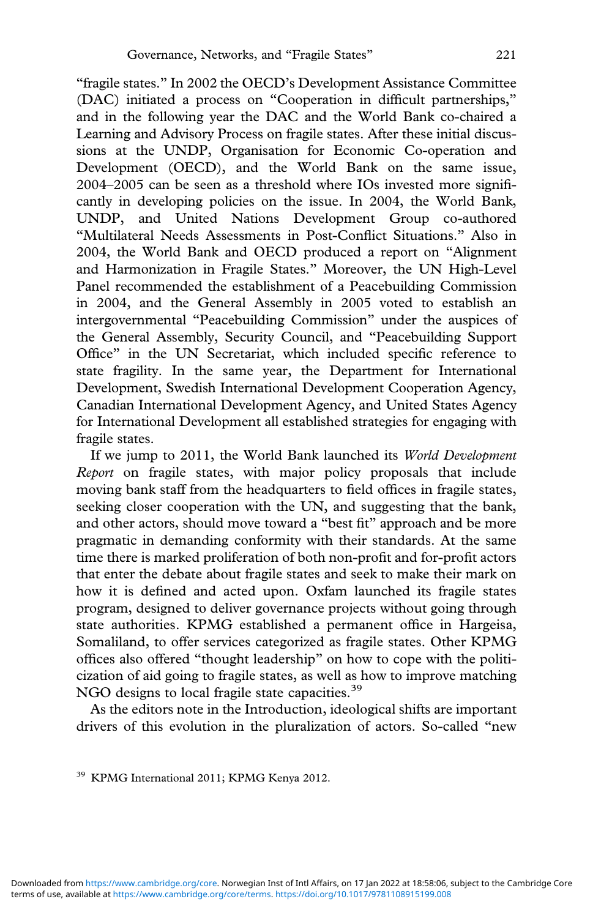"fragile states." In 2002 the OECD's Development Assistance Committee (DAC) initiated a process on "Cooperation in difficult partnerships," and in the following year the DAC and the World Bank co-chaired a Learning and Advisory Process on fragile states. After these initial discussions at the UNDP, Organisation for Economic Co-operation and Development (OECD), and the World Bank on the same issue, 2004–2005 can be seen as a threshold where IOs invested more significantly in developing policies on the issue. In 2004, the World Bank, UNDP, and United Nations Development Group co-authored "Multilateral Needs Assessments in Post-Conflict Situations." Also in 2004, the World Bank and OECD produced a report on "Alignment and Harmonization in Fragile States." Moreover, the UN High-Level Panel recommended the establishment of a Peacebuilding Commission in 2004, and the General Assembly in 2005 voted to establish an intergovernmental "Peacebuilding Commission" under the auspices of the General Assembly, Security Council, and "Peacebuilding Support Office" in the UN Secretariat, which included specific reference to state fragility. In the same year, the Department for International Development, Swedish International Development Cooperation Agency, Canadian International Development Agency, and United States Agency for International Development all established strategies for engaging with fragile states.

If we jump to 2011, the World Bank launched its *World Development Report* on fragile states, with major policy proposals that include moving bank staff from the headquarters to field offices in fragile states, seeking closer cooperation with the UN, and suggesting that the bank, and other actors, should move toward a "best fit" approach and be more pragmatic in demanding conformity with their standards. At the same time there is marked proliferation of both non-profit and for-profit actors that enter the debate about fragile states and seek to make their mark on how it is defined and acted upon. Oxfam launched its fragile states program, designed to deliver governance projects without going through state authorities. KPMG established a permanent office in Hargeisa, Somaliland, to offer services categorized as fragile states. Other KPMG offices also offered "thought leadership" on how to cope with the politicization of aid going to fragile states, as well as how to improve matching NGO designs to local fragile state capacities.[39]

As the editors note in the Introduction, ideological shifts are important drivers of this evolution in the pluralization of actors. So-called "new

[39] KPMG International 2011; KPMG Kenya 2012.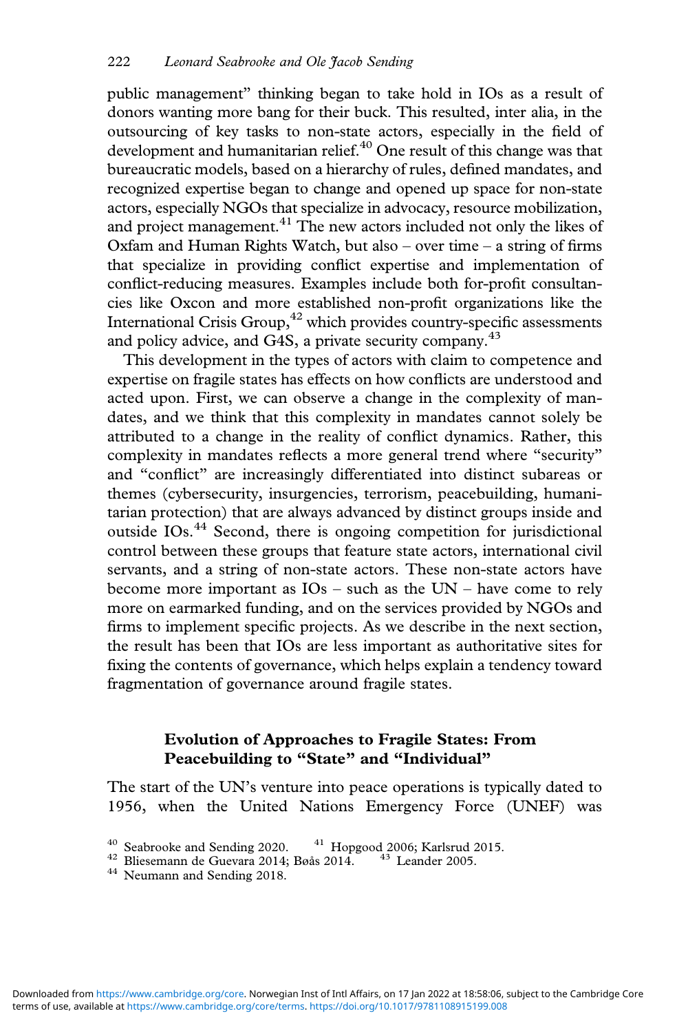public management" thinking began to take hold in IOs as a result of donors wanting more bang for their buck. This resulted, inter alia, in the outsourcing of key tasks to non-state actors, especially in the field of development and humanitarian relief.[40] One result of this change was that bureaucratic models, based on a hierarchy of rules, defined mandates, and recognized expertise began to change and opened up space for non-state actors, especially NGOs that specialize in advocacy, resource mobilization, and project management.[41] The new actors included not only the likes of Oxfam and Human Rights Watch, but also – over time – a string of firms that specialize in providing conflict expertise and implementation of conflict-reducing measures. Examples include both for-profit consultancies like Oxcon and more established non-profit organizations like the International Crisis Group,[42] which provides country-specific assessments and policy advice, and G4S, a private security company.[43]

This development in the types of actors with claim to competence and expertise on fragile states has effects on how conflicts are understood and acted upon. First, we can observe a change in the complexity of mandates, and we think that this complexity in mandates cannot solely be attributed to a change in the reality of conflict dynamics. Rather, this complexity in mandates reflects a more general trend where "security" and "conflict" are increasingly differentiated into distinct subareas or themes (cybersecurity, insurgencies, terrorism, peacebuilding, humanitarian protection) that are always advanced by distinct groups inside and outside IOs.[44] Second, there is ongoing competition for jurisdictional control between these groups that feature state actors, international civil servants, and a string of non-state actors. These non-state actors have become more important as IOs – such as the UN – have come to rely more on earmarked funding, and on the services provided by NGOs and firms to implement specific projects. As we describe in the next section, the result has been that IOs are less important as authoritative sites for fixing the contents of governance, which helps explain a tendency toward fragmentation of governance around fragile states.

## Evolution of Approaches to Fragile States: From Peacebuilding to "State" and "Individual"

The start of the UN's venture into peace operations is typically dated to 1956, when the United Nations Emergency Force (UNEF) was

[40] Seabrooke and Sending 2020. [41] Hopgood 2006; Karlsrud 2015.
[42] Bliesemann de Guevara 2014; Bøås 2014. [43] Leander 2005.
[44] Neumann and Sending 2018.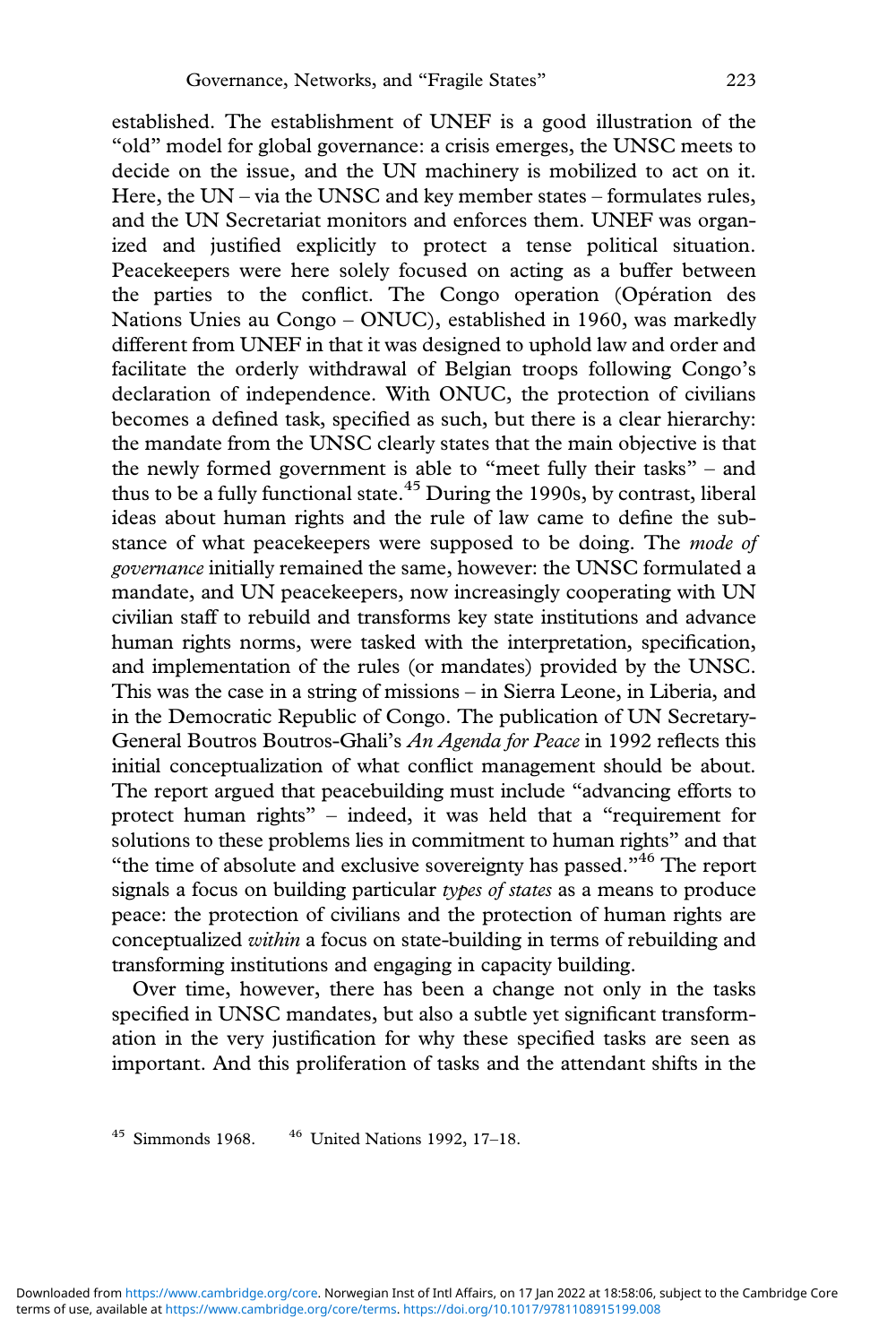established. The establishment of UNEF is a good illustration of the "old" model for global governance: a crisis emerges, the UNSC meets to decide on the issue, and the UN machinery is mobilized to act on it. Here, the UN – via the UNSC and key member states – formulates rules, and the UN Secretariat monitors and enforces them. UNEF was organized and justified explicitly to protect a tense political situation. Peacekeepers were here solely focused on acting as a buffer between the parties to the conflict. The Congo operation (Opération des Nations Unies au Congo – ONUC), established in 1960, was markedly different from UNEF in that it was designed to uphold law and order and facilitate the orderly withdrawal of Belgian troops following Congo's declaration of independence. With ONUC, the protection of civilians becomes a defined task, specified as such, but there is a clear hierarchy: the mandate from the UNSC clearly states that the main objective is that the newly formed government is able to "meet fully their tasks" – and thus to be a fully functional state.[45] During the 1990s, by contrast, liberal ideas about human rights and the rule of law came to define the substance of what peacekeepers were supposed to be doing. The *mode of governance* initially remained the same, however: the UNSC formulated a mandate, and UN peacekeepers, now increasingly cooperating with UN civilian staff to rebuild and transforms key state institutions and advance human rights norms, were tasked with the interpretation, specification, and implementation of the rules (or mandates) provided by the UNSC. This was the case in a string of missions – in Sierra Leone, in Liberia, and in the Democratic Republic of Congo. The publication of UN Secretary-General Boutros Boutros-Ghali's *An Agenda for Peace* in 1992 reflects this initial conceptualization of what conflict management should be about. The report argued that peacebuilding must include "advancing efforts to protect human rights" – indeed, it was held that a "requirement for solutions to these problems lies in commitment to human rights" and that "the time of absolute and exclusive sovereignty has passed."[46] The report signals a focus on building particular *types of states* as a means to produce peace: the protection of civilians and the protection of human rights are conceptualized *within* a focus on state-building in terms of rebuilding and transforming institutions and engaging in capacity building.

Over time, however, there has been a change not only in the tasks specified in UNSC mandates, but also a subtle yet significant transformation in the very justification for why these specified tasks are seen as important. And this proliferation of tasks and the attendant shifts in the

[45] Simmonds 1968. [46] United Nations 1992, 17–18.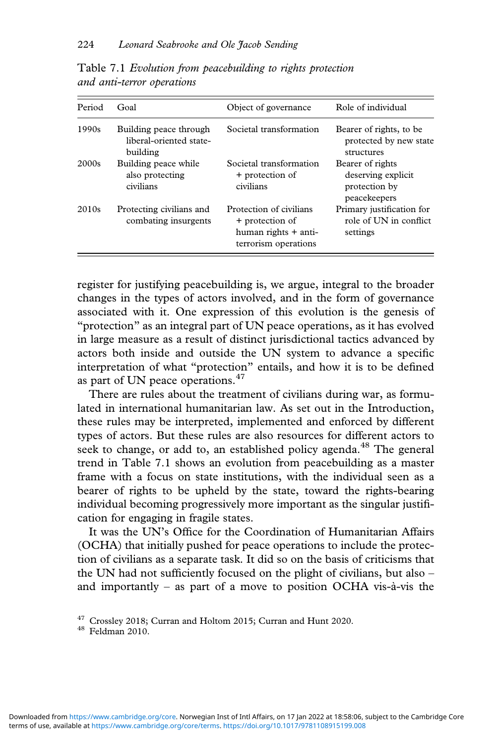Table 7.1 *Evolution from peacebuilding to rights protection and anti-terror operations*

| Period | Goal | Object of governance | Role of individual |
|---|---|---|---|
| 1990s | Building peace through liberal-oriented state-building | Societal transformation | Bearer of rights, to be protected by new state structures |
| 2000s | Building peace while also protecting civilians | Societal transformation + protection of civilians | Bearer of rights deserving explicit protection by peacekeepers |
| 2010s | Protecting civilians and combating insurgents | Protection of civilians + protection of human rights + anti-terrorism operations | Primary justification for role of UN in conflict settings |

register for justifying peacebuilding is, we argue, integral to the broader changes in the types of actors involved, and in the form of governance associated with it. One expression of this evolution is the genesis of "protection" as an integral part of UN peace operations, as it has evolved in large measure as a result of distinct jurisdictional tactics advanced by actors both inside and outside the UN system to advance a specific interpretation of what "protection" entails, and how it is to be defined as part of UN peace operations.[47]

There are rules about the treatment of civilians during war, as formulated in international humanitarian law. As set out in the Introduction, these rules may be interpreted, implemented and enforced by different types of actors. But these rules are also resources for different actors to seek to change, or add to, an established policy agenda.[48] The general trend in Table 7.1 shows an evolution from peacebuilding as a master frame with a focus on state institutions, with the individual seen as a bearer of rights to be upheld by the state, toward the rights-bearing individual becoming progressively more important as the singular justification for engaging in fragile states.

It was the UN's Office for the Coordination of Humanitarian Affairs (OCHA) that initially pushed for peace operations to include the protection of civilians as a separate task. It did so on the basis of criticisms that the UN had not sufficiently focused on the plight of civilians, but also – and importantly – as part of a move to position OCHA vis-à-vis the

[47] Crossley 2018; Curran and Holtom 2015; Curran and Hunt 2020.

[48] Feldman 2010.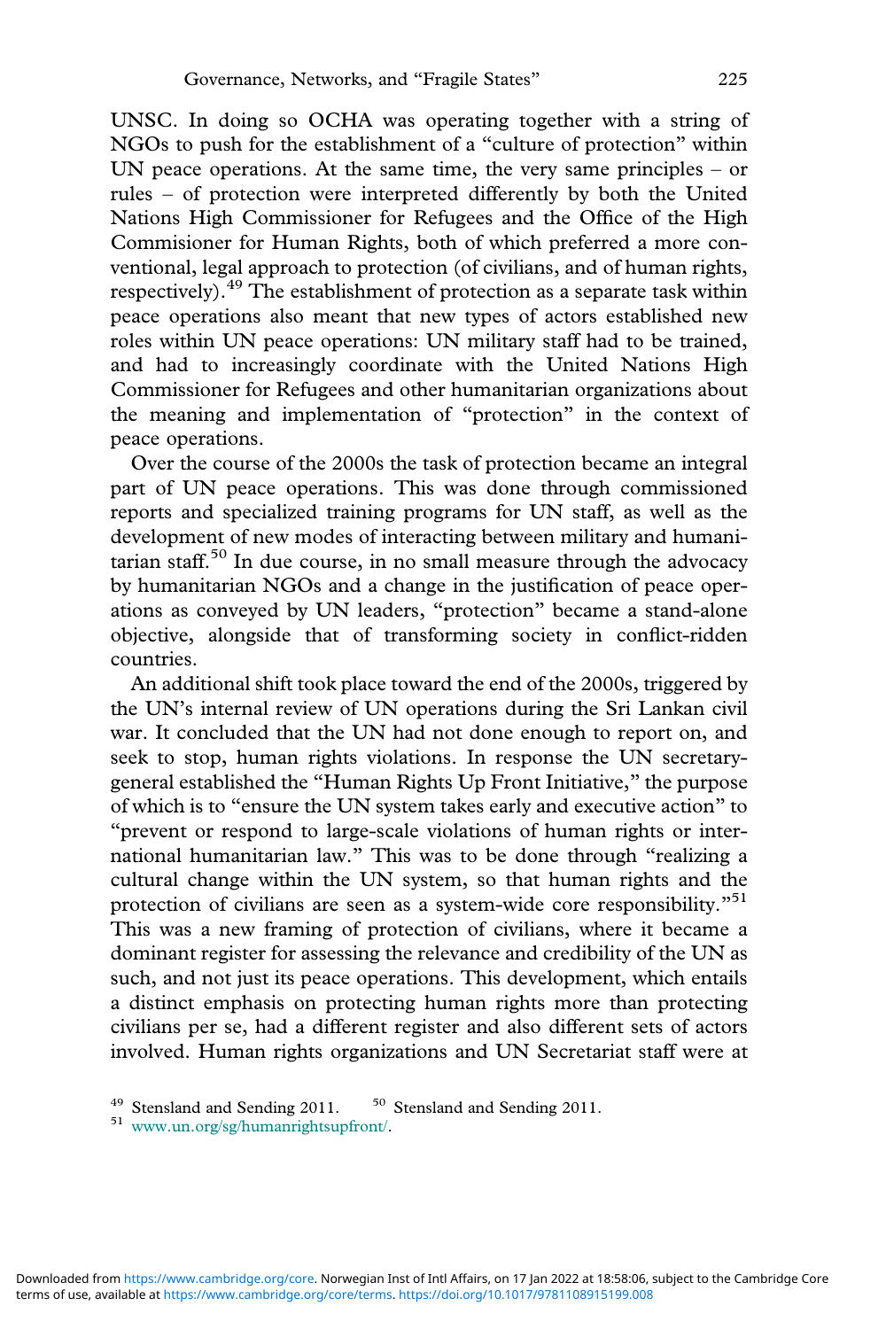UNSC. In doing so OCHA was operating together with a string of NGOs to push for the establishment of a "culture of protection" within UN peace operations. At the same time, the very same principles – or rules – of protection were interpreted differently by both the United Nations High Commissioner for Refugees and the Office of the High Commisioner for Human Rights, both of which preferred a more conventional, legal approach to protection (of civilians, and of human rights, respectively).[49] The establishment of protection as a separate task within peace operations also meant that new types of actors established new roles within UN peace operations: UN military staff had to be trained, and had to increasingly coordinate with the United Nations High Commissioner for Refugees and other humanitarian organizations about the meaning and implementation of "protection" in the context of peace operations.

Over the course of the 2000s the task of protection became an integral part of UN peace operations. This was done through commissioned reports and specialized training programs for UN staff, as well as the development of new modes of interacting between military and humanitarian staff.[50] In due course, in no small measure through the advocacy by humanitarian NGOs and a change in the justification of peace operations as conveyed by UN leaders, "protection" became a stand-alone objective, alongside that of transforming society in conflict-ridden countries.

An additional shift took place toward the end of the 2000s, triggered by the UN's internal review of UN operations during the Sri Lankan civil war. It concluded that the UN had not done enough to report on, and seek to stop, human rights violations. In response the UN secretary-general established the "Human Rights Up Front Initiative," the purpose of which is to "ensure the UN system takes early and executive action" to "prevent or respond to large-scale violations of human rights or international humanitarian law." This was to be done through "realizing a cultural change within the UN system, so that human rights and the protection of civilians are seen as a system-wide core responsibility."[51] This was a new framing of protection of civilians, where it became a dominant register for assessing the relevance and credibility of the UN as such, and not just its peace operations. This development, which entails a distinct emphasis on protecting human rights more than protecting civilians per se, had a different register and also different sets of actors involved. Human rights organizations and UN Secretariat staff were at

[49] Stensland and Sending 2011. [50] Stensland and Sending 2011.
[51] www.un.org/sg/humanrightsupfront/.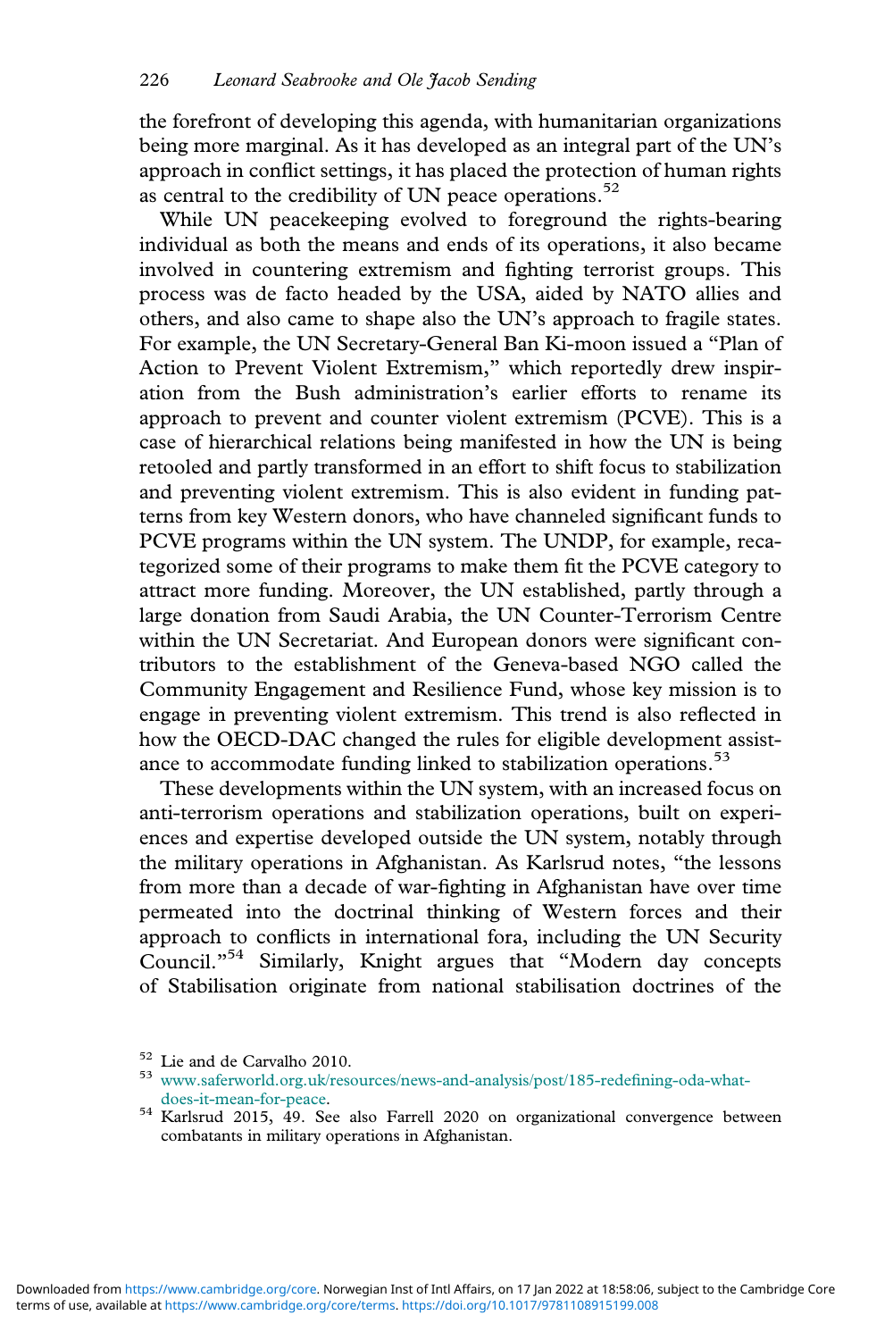the forefront of developing this agenda, with humanitarian organizations being more marginal. As it has developed as an integral part of the UN's approach in conflict settings, it has placed the protection of human rights as central to the credibility of UN peace operations.[52]

While UN peacekeeping evolved to foreground the rights-bearing individual as both the means and ends of its operations, it also became involved in countering extremism and fighting terrorist groups. This process was de facto headed by the USA, aided by NATO allies and others, and also came to shape also the UN's approach to fragile states. For example, the UN Secretary-General Ban Ki-moon issued a "Plan of Action to Prevent Violent Extremism," which reportedly drew inspiration from the Bush administration's earlier efforts to rename its approach to prevent and counter violent extremism (PCVE). This is a case of hierarchical relations being manifested in how the UN is being retooled and partly transformed in an effort to shift focus to stabilization and preventing violent extremism. This is also evident in funding patterns from key Western donors, who have channeled significant funds to PCVE programs within the UN system. The UNDP, for example, recategorized some of their programs to make them fit the PCVE category to attract more funding. Moreover, the UN established, partly through a large donation from Saudi Arabia, the UN Counter-Terrorism Centre within the UN Secretariat. And European donors were significant contributors to the establishment of the Geneva-based NGO called the Community Engagement and Resilience Fund, whose key mission is to engage in preventing violent extremism. This trend is also reflected in how the OECD-DAC changed the rules for eligible development assistance to accommodate funding linked to stabilization operations.[53]

These developments within the UN system, with an increased focus on anti-terrorism operations and stabilization operations, built on experiences and expertise developed outside the UN system, notably through the military operations in Afghanistan. As Karlsrud notes, "the lessons from more than a decade of war-fighting in Afghanistan have over time permeated into the doctrinal thinking of Western forces and their approach to conflicts in international fora, including the UN Security Council."[54] Similarly, Knight argues that "Modern day concepts of Stabilisation originate from national stabilisation doctrines of the

---

[52] Lie and de Carvalho 2010.

[53] www.saferworld.org.uk/resources/news-and-analysis/post/185-redefining-oda-what-does-it-mean-for-peace.

[54] Karlsrud 2015, 49. See also Farrell 2020 on organizational convergence between combatants in military operations in Afghanistan.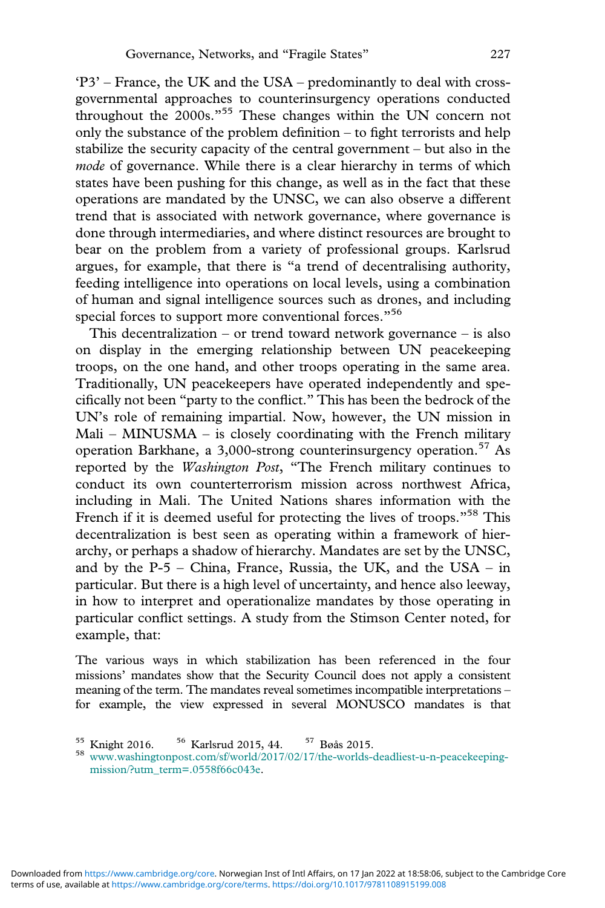'P3' – France, the UK and the USA – predominantly to deal with cross-governmental approaches to counterinsurgency operations conducted throughout the 2000s."[55] These changes within the UN concern not only the substance of the problem definition – to fight terrorists and help stabilize the security capacity of the central government – but also in the *mode* of governance. While there is a clear hierarchy in terms of which states have been pushing for this change, as well as in the fact that these operations are mandated by the UNSC, we can also observe a different trend that is associated with network governance, where governance is done through intermediaries, and where distinct resources are brought to bear on the problem from a variety of professional groups. Karlsrud argues, for example, that there is "a trend of decentralising authority, feeding intelligence into operations on local levels, using a combination of human and signal intelligence sources such as drones, and including special forces to support more conventional forces."[56]

This decentralization – or trend toward network governance – is also on display in the emerging relationship between UN peacekeeping troops, on the one hand, and other troops operating in the same area. Traditionally, UN peacekeepers have operated independently and specifically not been "party to the conflict." This has been the bedrock of the UN's role of remaining impartial. Now, however, the UN mission in Mali – MINUSMA – is closely coordinating with the French military operation Barkhane, a 3,000-strong counterinsurgency operation.[57] As reported by the *Washington Post*, "The French military continues to conduct its own counterterrorism mission across northwest Africa, including in Mali. The United Nations shares information with the French if it is deemed useful for protecting the lives of troops."[58] This decentralization is best seen as operating within a framework of hierarchy, or perhaps a shadow of hierarchy. Mandates are set by the UNSC, and by the P-5 – China, France, Russia, the UK, and the USA – in particular. But there is a high level of uncertainty, and hence also leeway, in how to interpret and operationalize mandates by those operating in particular conflict settings. A study from the Stimson Center noted, for example, that:

> The various ways in which stabilization has been referenced in the four missions' mandates show that the Security Council does not apply a consistent meaning of the term. The mandates reveal sometimes incompatible interpretations – for example, the view expressed in several MONUSCO mandates is that

[55] Knight 2016. [56] Karlsrud 2015, 44. [57] Bøås 2015.

[58] www.washingtonpost.com/sf/world/2017/02/17/the-worlds-deadliest-u-n-peacekeeping-mission/?utm_term=.0558f66c043e.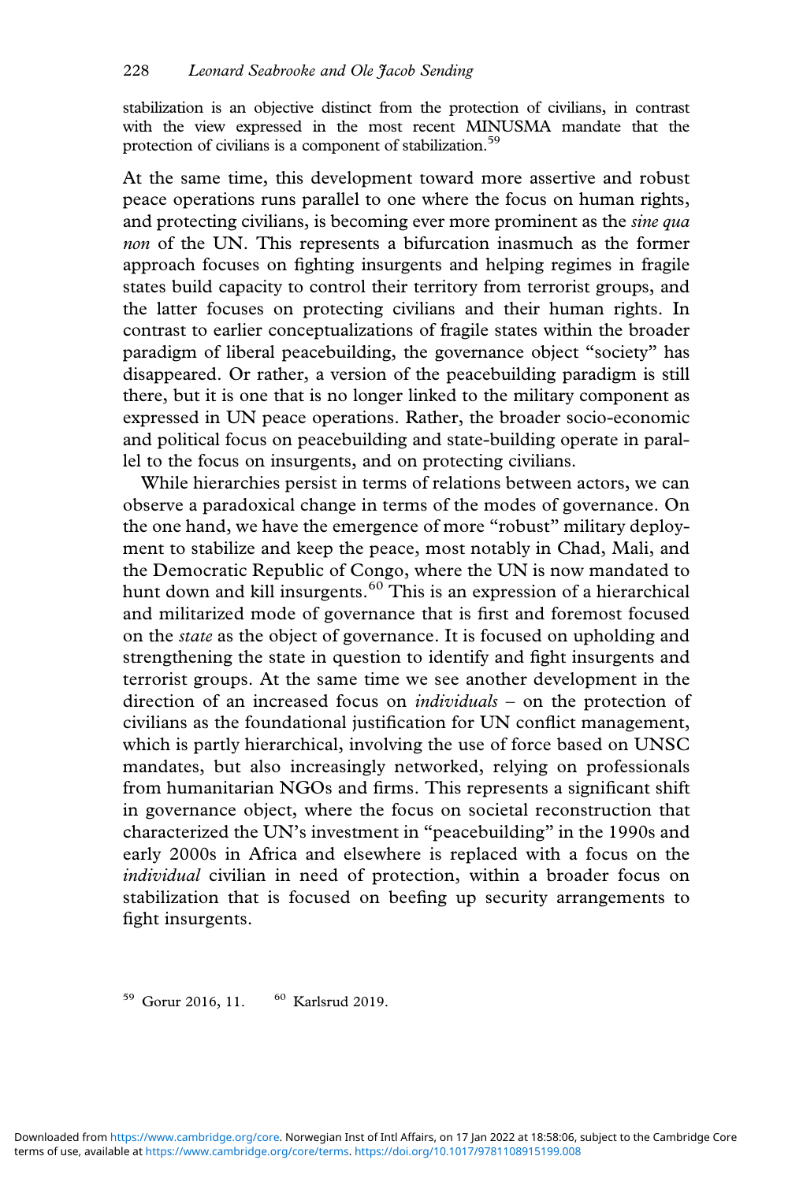stabilization is an objective distinct from the protection of civilians, in contrast with the view expressed in the most recent MINUSMA mandate that the protection of civilians is a component of stabilization.[59]

At the same time, this development toward more assertive and robust peace operations runs parallel to one where the focus on human rights, and protecting civilians, is becoming ever more prominent as the *sine qua non* of the UN. This represents a bifurcation inasmuch as the former approach focuses on fighting insurgents and helping regimes in fragile states build capacity to control their territory from terrorist groups, and the latter focuses on protecting civilians and their human rights. In contrast to earlier conceptualizations of fragile states within the broader paradigm of liberal peacebuilding, the governance object "society" has disappeared. Or rather, a version of the peacebuilding paradigm is still there, but it is one that is no longer linked to the military component as expressed in UN peace operations. Rather, the broader socio-economic and political focus on peacebuilding and state-building operate in parallel to the focus on insurgents, and on protecting civilians.

While hierarchies persist in terms of relations between actors, we can observe a paradoxical change in terms of the modes of governance. On the one hand, we have the emergence of more "robust" military deployment to stabilize and keep the peace, most notably in Chad, Mali, and the Democratic Republic of Congo, where the UN is now mandated to hunt down and kill insurgents.[60] This is an expression of a hierarchical and militarized mode of governance that is first and foremost focused on the *state* as the object of governance. It is focused on upholding and strengthening the state in question to identify and fight insurgents and terrorist groups. At the same time we see another development in the direction of an increased focus on *individuals* – on the protection of civilians as the foundational justification for UN conflict management, which is partly hierarchical, involving the use of force based on UNSC mandates, but also increasingly networked, relying on professionals from humanitarian NGOs and firms. This represents a significant shift in governance object, where the focus on societal reconstruction that characterized the UN's investment in "peacebuilding" in the 1990s and early 2000s in Africa and elsewhere is replaced with a focus on the *individual* civilian in need of protection, within a broader focus on stabilization that is focused on beefing up security arrangements to fight insurgents.

[59] Gorur 2016, 11. [60] Karlsrud 2019.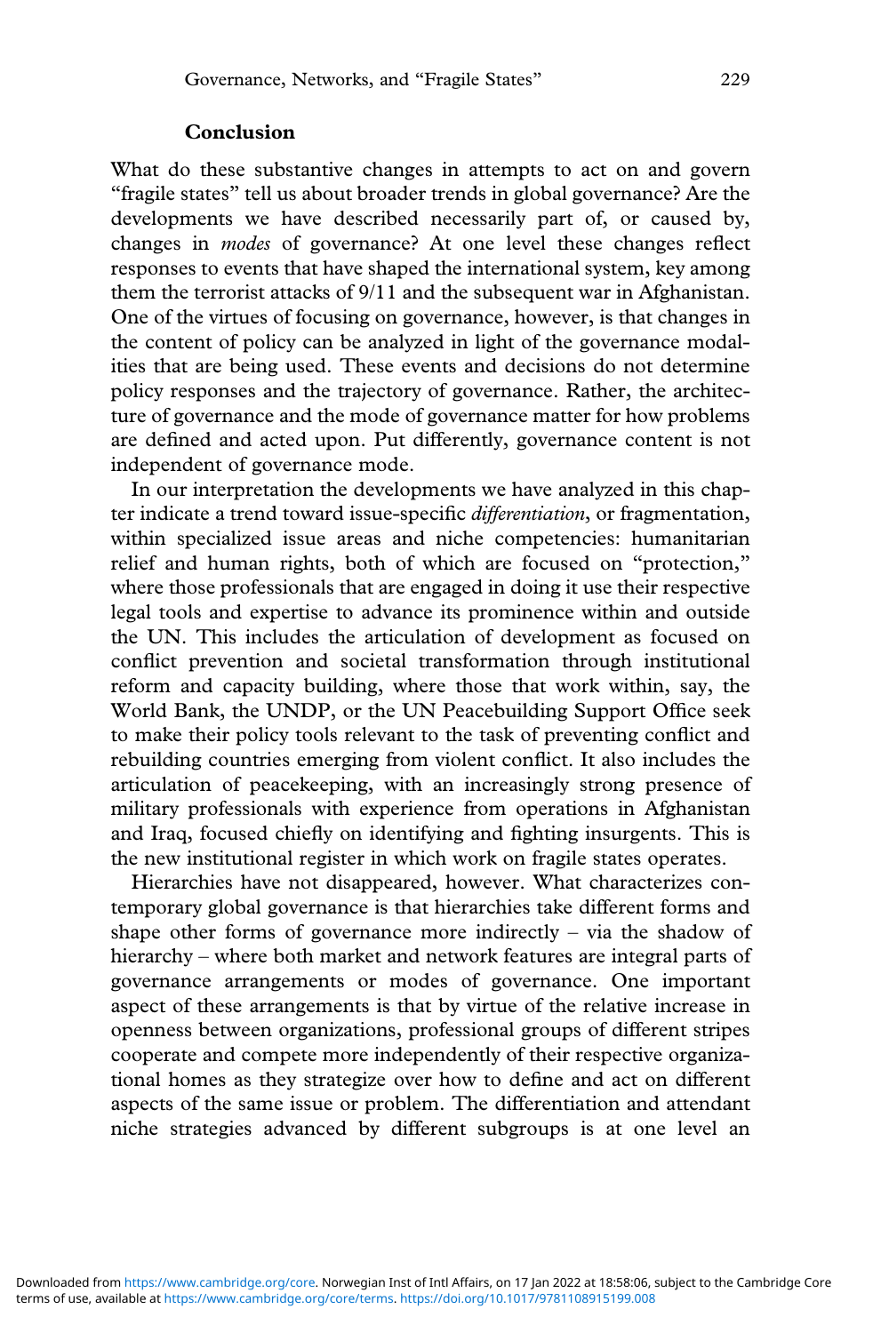## Conclusion

What do these substantive changes in attempts to act on and govern "fragile states" tell us about broader trends in global governance? Are the developments we have described necessarily part of, or caused by, changes in *modes* of governance? At one level these changes reflect responses to events that have shaped the international system, key among them the terrorist attacks of 9/11 and the subsequent war in Afghanistan. One of the virtues of focusing on governance, however, is that changes in the content of policy can be analyzed in light of the governance modalities that are being used. These events and decisions do not determine policy responses and the trajectory of governance. Rather, the architecture of governance and the mode of governance matter for how problems are defined and acted upon. Put differently, governance content is not independent of governance mode.

In our interpretation the developments we have analyzed in this chapter indicate a trend toward issue-specific *differentiation*, or fragmentation, within specialized issue areas and niche competencies: humanitarian relief and human rights, both of which are focused on "protection," where those professionals that are engaged in doing it use their respective legal tools and expertise to advance its prominence within and outside the UN. This includes the articulation of development as focused on conflict prevention and societal transformation through institutional reform and capacity building, where those that work within, say, the World Bank, the UNDP, or the UN Peacebuilding Support Office seek to make their policy tools relevant to the task of preventing conflict and rebuilding countries emerging from violent conflict. It also includes the articulation of peacekeeping, with an increasingly strong presence of military professionals with experience from operations in Afghanistan and Iraq, focused chiefly on identifying and fighting insurgents. This is the new institutional register in which work on fragile states operates.

Hierarchies have not disappeared, however. What characterizes contemporary global governance is that hierarchies take different forms and shape other forms of governance more indirectly – via the shadow of hierarchy – where both market and network features are integral parts of governance arrangements or modes of governance. One important aspect of these arrangements is that by virtue of the relative increase in openness between organizations, professional groups of different stripes cooperate and compete more independently of their respective organizational homes as they strategize over how to define and act on different aspects of the same issue or problem. The differentiation and attendant niche strategies advanced by different subgroups is at one level an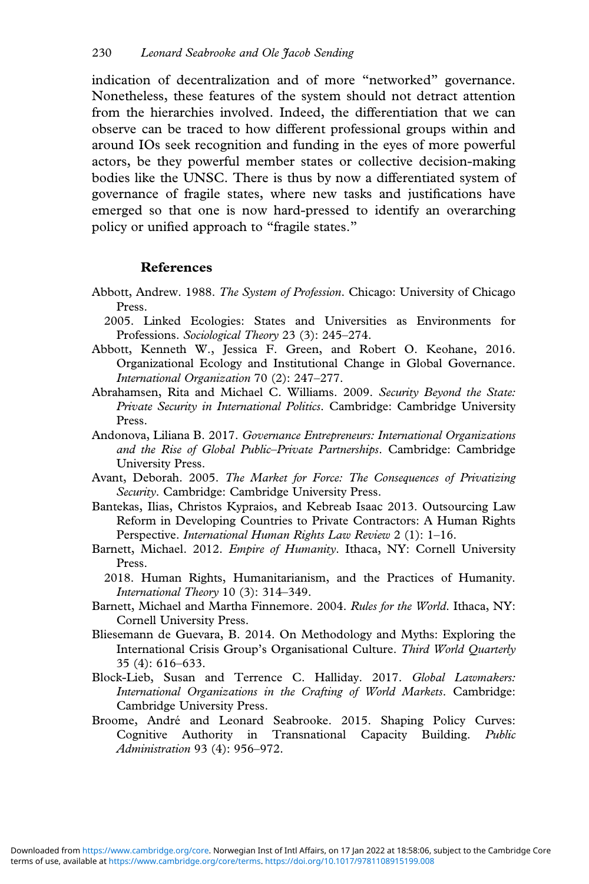indication of decentralization and of more "networked" governance. Nonetheless, these features of the system should not detract attention from the hierarchies involved. Indeed, the differentiation that we can observe can be traced to how different professional groups within and around IOs seek recognition and funding in the eyes of more powerful actors, be they powerful member states or collective decision-making bodies like the UNSC. There is thus by now a differentiated system of governance of fragile states, where new tasks and justifications have emerged so that one is now hard-pressed to identify an overarching policy or unified approach to "fragile states."

## References

Abbott, Andrew. 1988. *The System of Profession*. Chicago: University of Chicago Press.

2005. Linked Ecologies: States and Universities as Environments for Professions. *Sociological Theory* 23 (3): 245–274.

Abbott, Kenneth W., Jessica F. Green, and Robert O. Keohane, 2016. Organizational Ecology and Institutional Change in Global Governance. *International Organization* 70 (2): 247–277.

Abrahamsen, Rita and Michael C. Williams. 2009. *Security Beyond the State: Private Security in International Politics*. Cambridge: Cambridge University Press.

Andonova, Liliana B. 2017. *Governance Entrepreneurs: International Organizations and the Rise of Global Public–Private Partnerships*. Cambridge: Cambridge University Press.

Avant, Deborah. 2005. *The Market for Force: The Consequences of Privatizing Security*. Cambridge: Cambridge University Press.

Bantekas, Ilias, Christos Kypraios, and Kebreab Isaac 2013. Outsourcing Law Reform in Developing Countries to Private Contractors: A Human Rights Perspective. *International Human Rights Law Review* 2 (1): 1–16.

Barnett, Michael. 2012. *Empire of Humanity*. Ithaca, NY: Cornell University Press.

2018. Human Rights, Humanitarianism, and the Practices of Humanity. *International Theory* 10 (3): 314–349.

Barnett, Michael and Martha Finnemore. 2004. *Rules for the World*. Ithaca, NY: Cornell University Press.

Bliesemann de Guevara, B. 2014. On Methodology and Myths: Exploring the International Crisis Group's Organisational Culture. *Third World Quarterly* 35 (4): 616–633.

Block-Lieb, Susan and Terrence C. Halliday. 2017. *Global Lawmakers: International Organizations in the Crafting of World Markets*. Cambridge: Cambridge University Press.

Broome, André and Leonard Seabrooke. 2015. Shaping Policy Curves: Cognitive Authority in Transnational Capacity Building. *Public Administration* 93 (4): 956–972.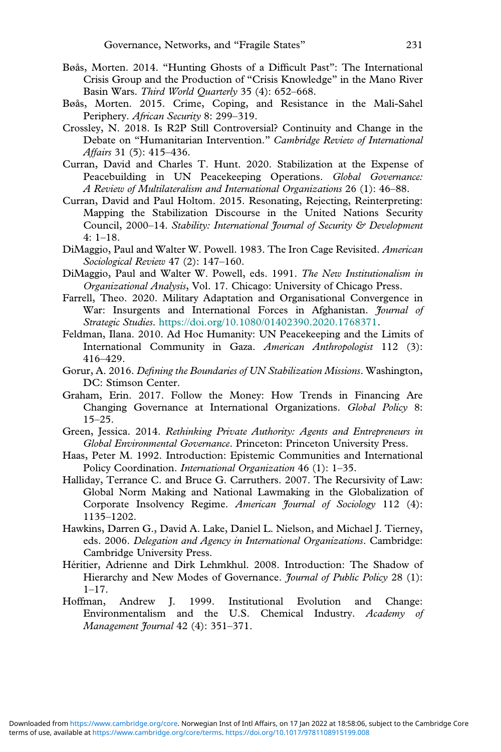Bøås, Morten. 2014. "Hunting Ghosts of a Difficult Past": The International Crisis Group and the Production of "Crisis Knowledge" in the Mano River Basin Wars. *Third World Quarterly* 35 (4): 652–668.

Bøås, Morten. 2015. Crime, Coping, and Resistance in the Mali-Sahel Periphery. *African Security* 8: 299–319.

Crossley, N. 2018. Is R2P Still Controversial? Continuity and Change in the Debate on "Humanitarian Intervention." *Cambridge Review of International Affairs* 31 (5): 415–436.

Curran, David and Charles T. Hunt. 2020. Stabilization at the Expense of Peacebuilding in UN Peacekeeping Operations. *Global Governance: A Review of Multilateralism and International Organizations* 26 (1): 46–88.

Curran, David and Paul Holtom. 2015. Resonating, Rejecting, Reinterpreting: Mapping the Stabilization Discourse in the United Nations Security Council, 2000–14. *Stability: International Journal of Security & Development* 4: 1–18.

DiMaggio, Paul and Walter W. Powell. 1983. The Iron Cage Revisited. *American Sociological Review* 47 (2): 147–160.

DiMaggio, Paul and Walter W. Powell, eds. 1991. *The New Institutionalism in Organizational Analysis*, Vol. 17. Chicago: University of Chicago Press.

Farrell, Theo. 2020. Military Adaptation and Organisational Convergence in War: Insurgents and International Forces in Afghanistan. *Journal of Strategic Studies*. https://doi.org/10.1080/01402390.2020.1768371.

Feldman, Ilana. 2010. Ad Hoc Humanity: UN Peacekeeping and the Limits of International Community in Gaza. *American Anthropologist* 112 (3): 416–429.

Gorur, A. 2016. *Defining the Boundaries of UN Stabilization Missions*. Washington, DC: Stimson Center.

Graham, Erin. 2017. Follow the Money: How Trends in Financing Are Changing Governance at International Organizations. *Global Policy* 8: 15–25.

Green, Jessica. 2014. *Rethinking Private Authority: Agents and Entrepreneurs in Global Environmental Governance*. Princeton: Princeton University Press.

Haas, Peter M. 1992. Introduction: Epistemic Communities and International Policy Coordination. *International Organization* 46 (1): 1–35.

Halliday, Terrance C. and Bruce G. Carruthers. 2007. The Recursivity of Law: Global Norm Making and National Lawmaking in the Globalization of Corporate Insolvency Regime. *American Journal of Sociology* 112 (4): 1135–1202.

Hawkins, Darren G., David A. Lake, Daniel L. Nielson, and Michael J. Tierney, eds. 2006. *Delegation and Agency in International Organizations*. Cambridge: Cambridge University Press.

Héritier, Adrienne and Dirk Lehmkhul. 2008. Introduction: The Shadow of Hierarchy and New Modes of Governance. *Journal of Public Policy* 28 (1): 1–17.

Hoffman, Andrew J. 1999. Institutional Evolution and Change: Environmentalism and the U.S. Chemical Industry. *Academy of Management Journal* 42 (4): 351–371.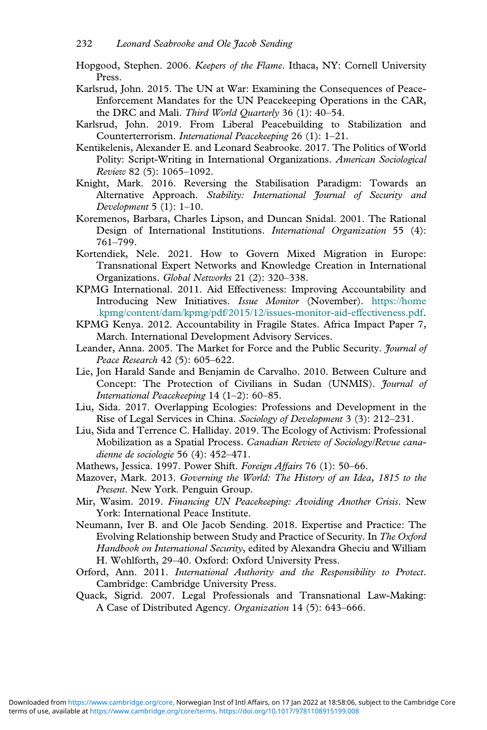Hopgood, Stephen. 2006. *Keepers of the Flame*. Ithaca, NY: Cornell University Press.

Karlsrud, John. 2015. The UN at War: Examining the Consequences of Peace-Enforcement Mandates for the UN Peacekeeping Operations in the CAR, the DRC and Mali. *Third World Quarterly* 36 (1): 40–54.

Karlsrud, John. 2019. From Liberal Peacebuilding to Stabilization and Counterterrorism. *International Peacekeeping* 26 (1): 1–21.

Kentikelenis, Alexander E. and Leonard Seabrooke. 2017. The Politics of World Polity: Script-Writing in International Organizations. *American Sociological Review* 82 (5): 1065–1092.

Knight, Mark. 2016. Reversing the Stabilisation Paradigm: Towards an Alternative Approach. *Stability: International Journal of Security and Development* 5 (1): 1–10.

Koremenos, Barbara, Charles Lipson, and Duncan Snidal. 2001. The Rational Design of International Institutions. *International Organization* 55 (4): 761–799.

Kortendiek, Nele. 2021. How to Govern Mixed Migration in Europe: Transnational Expert Networks and Knowledge Creation in International Organizations. *Global Networks* 21 (2): 320–338.

KPMG International. 2011. Aid Effectiveness: Improving Accountability and Introducing New Initiatives. *Issue Monitor* (November). https://home.kpmg/content/dam/kpmg/pdf/2015/12/issues-monitor-aid-effectiveness.pdf.

KPMG Kenya. 2012. Accountability in Fragile States. Africa Impact Paper 7, March. International Development Advisory Services.

Leander, Anna. 2005. The Market for Force and the Public Security. *Journal of Peace Research* 42 (5): 605–622.

Lie, Jon Harald Sande and Benjamin de Carvalho. 2010. Between Culture and Concept: The Protection of Civilians in Sudan (UNMIS). *Journal of International Peacekeeping* 14 (1–2): 60–85.

Liu, Sida. 2017. Overlapping Ecologies: Professions and Development in the Rise of Legal Services in China. *Sociology of Development* 3 (3): 212–231.

Liu, Sida and Terrence C. Halliday. 2019. The Ecology of Activism: Professional Mobilization as a Spatial Process. *Canadian Review of Sociology/Revue canadienne de sociologie* 56 (4): 452–471.

Mathews, Jessica. 1997. Power Shift. *Foreign Affairs* 76 (1): 50–66.

Mazover, Mark. 2013. *Governing the World: The History of an Idea, 1815 to the Present*. New York. Penguin Group.

Mir, Wasim. 2019. *Financing UN Peacekeeping: Avoiding Another Crisis*. New York: International Peace Institute.

Neumann, Iver B. and Ole Jacob Sending. 2018. Expertise and Practice: The Evolving Relationship between Study and Practice of Security. In *The Oxford Handbook on International Security*, edited by Alexandra Gheciu and William H. Wohlforth, 29–40. Oxford: Oxford University Press.

Orford, Ann. 2011. *International Authority and the Responsibility to Protect*. Cambridge: Cambridge University Press.

Quack, Sigrid. 2007. Legal Professionals and Transnational Law-Making: A Case of Distributed Agency. *Organization* 14 (5): 643–666.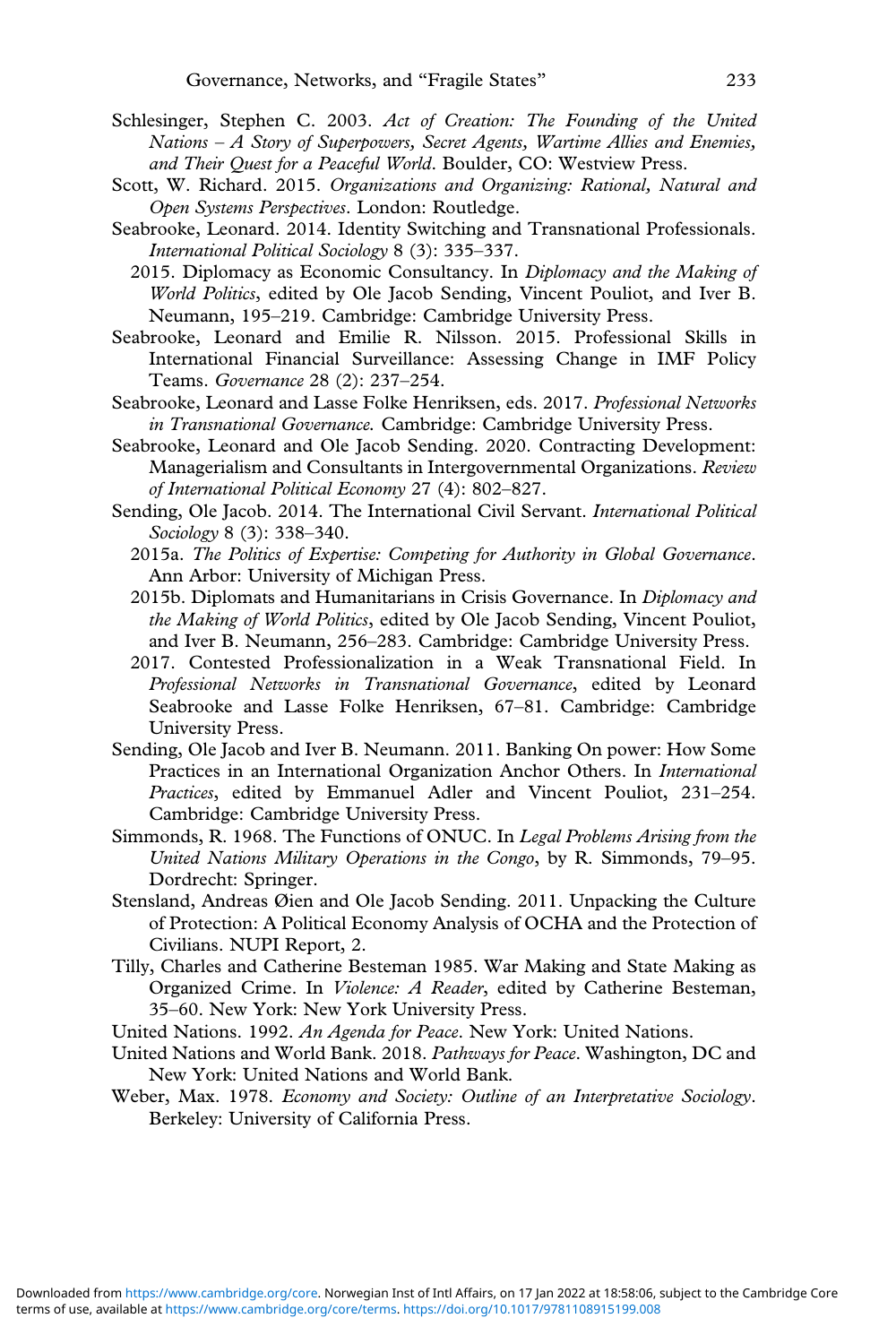Schlesinger, Stephen C. 2003. *Act of Creation: The Founding of the United Nations – A Story of Superpowers, Secret Agents, Wartime Allies and Enemies, and Their Quest for a Peaceful World*. Boulder, CO: Westview Press.

Scott, W. Richard. 2015. *Organizations and Organizing: Rational, Natural and Open Systems Perspectives*. London: Routledge.

Seabrooke, Leonard. 2014. Identity Switching and Transnational Professionals. *International Political Sociology* 8 (3): 335–337.

2015. Diplomacy as Economic Consultancy. In *Diplomacy and the Making of World Politics*, edited by Ole Jacob Sending, Vincent Pouliot, and Iver B. Neumann, 195–219. Cambridge: Cambridge University Press.

Seabrooke, Leonard and Emilie R. Nilsson. 2015. Professional Skills in International Financial Surveillance: Assessing Change in IMF Policy Teams. *Governance* 28 (2): 237–254.

Seabrooke, Leonard and Lasse Folke Henriksen, eds. 2017. *Professional Networks in Transnational Governance.* Cambridge: Cambridge University Press.

Seabrooke, Leonard and Ole Jacob Sending. 2020. Contracting Development: Managerialism and Consultants in Intergovernmental Organizations. *Review of International Political Economy* 27 (4): 802–827.

Sending, Ole Jacob. 2014. The International Civil Servant. *International Political Sociology* 8 (3): 338–340.

2015a. *The Politics of Expertise: Competing for Authority in Global Governance*. Ann Arbor: University of Michigan Press.

2015b. Diplomats and Humanitarians in Crisis Governance. In *Diplomacy and the Making of World Politics*, edited by Ole Jacob Sending, Vincent Pouliot, and Iver B. Neumann, 256–283. Cambridge: Cambridge University Press.

2017. Contested Professionalization in a Weak Transnational Field. In *Professional Networks in Transnational Governance*, edited by Leonard Seabrooke and Lasse Folke Henriksen, 67–81. Cambridge: Cambridge University Press.

Sending, Ole Jacob and Iver B. Neumann. 2011. Banking On power: How Some Practices in an International Organization Anchor Others. In *International Practices*, edited by Emmanuel Adler and Vincent Pouliot, 231–254. Cambridge: Cambridge University Press.

Simmonds, R. 1968. The Functions of ONUC. In *Legal Problems Arising from the United Nations Military Operations in the Congo*, by R. Simmonds, 79–95. Dordrecht: Springer.

Stensland, Andreas Øien and Ole Jacob Sending. 2011. Unpacking the Culture of Protection: A Political Economy Analysis of OCHA and the Protection of Civilians. NUPI Report, 2.

Tilly, Charles and Catherine Besteman 1985. War Making and State Making as Organized Crime. In *Violence: A Reader*, edited by Catherine Besteman, 35–60. New York: New York University Press.

United Nations. 1992. *An Agenda for Peace*. New York: United Nations.

United Nations and World Bank. 2018. *Pathways for Peace*. Washington, DC and New York: United Nations and World Bank.

Weber, Max. 1978. *Economy and Society: Outline of an Interpretative Sociology*. Berkeley: University of California Press.